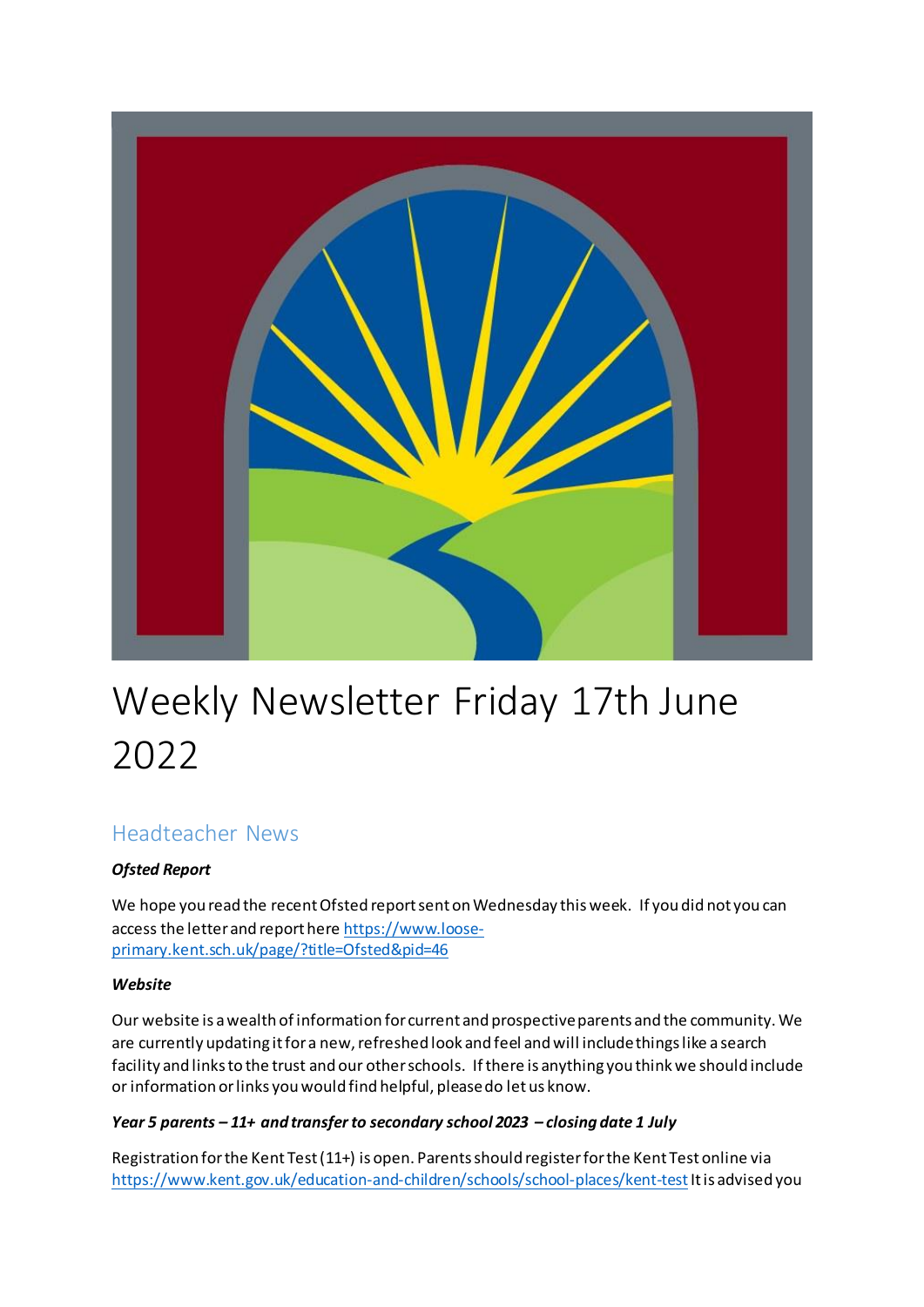# Weekly Newsletter Friday 17th June 2022

## Headteacher News

***Ofsted Report***

We hope you read the recent Ofsted report sent on Wednesday this week. If you did not you can access the letter and report here https://www.loose-primary.kent.sch.uk/page/?title=Ofsted&pid=46

***Website***

Our website is a wealth of information for current and prospective parents and the community. We are currently updating it for a new, refreshed look and feel and will include things like a search facility and links to the trust and our other schools. If there is anything you think we should include or information or links you would find helpful, please do let us know.

***Year 5 parents – 11+ and transfer to secondary school 2023 – closing date 1 July***

Registration for the Kent Test (11+) is open. Parents should register for the Kent Test online via https://www.kent.gov.uk/education-and-children/schools/school-places/kent-test It is advised you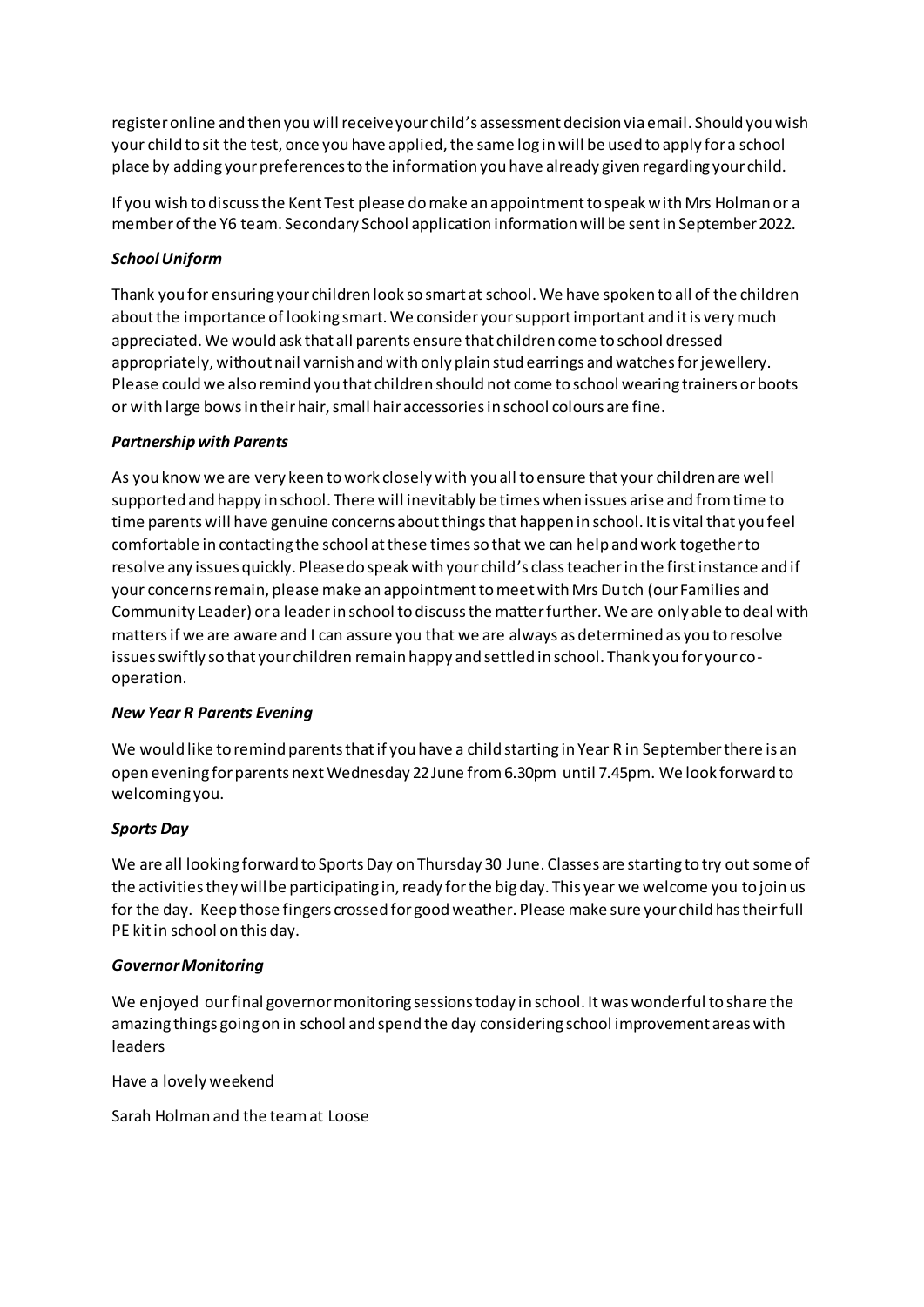register online and then you will receive your child's assessment decision via email. Should you wish your child to sit the test, once you have applied, the same log in will be used to apply for a school place by adding your preferences to the information you have already given regarding your child.

If you wish to discuss the Kent Test please do make an appointment to speak with Mrs Holman or a member of the Y6 team. Secondary School application information will be sent in September 2022.

***School Uniform***

Thank you for ensuring your children look so smart at school. We have spoken to all of the children about the importance of looking smart. We consider your support important and it is very much appreciated. We would ask that all parents ensure that children come to school dressed appropriately, without nail varnish and with only plain stud earrings and watches for jewellery. Please could we also remind you that children should not come to school wearing trainers or boots or with large bows in their hair, small hair accessories in school colours are fine.

***Partnership with Parents***

As you know we are very keen to work closely with you all to ensure that your children are well supported and happy in school. There will inevitably be times when issues arise and from time to time parents will have genuine concerns about things that happen in school. It is vital that you feel comfortable in contacting the school at these times so that we can help and work together to resolve any issues quickly. Please do speak with your child's class teacher in the first instance and if your concerns remain, please make an appointment to meet with Mrs Dutch (our Families and Community Leader) or a leader in school to discuss the matter further. We are only able to deal with matters if we are aware and I can assure you that we are always as determined as you to resolve issues swiftly so that your children remain happy and settled in school. Thank you for your co-operation.

***New Year R Parents Evening***

We would like to remind parents that if you have a child starting in Year R in September there is an open evening for parents next Wednesday 22 June from 6.30pm until 7.45pm. We look forward to welcoming you.

***Sports Day***

We are all looking forward to Sports Day on Thursday 30 June. Classes are starting to try out some of the activities they will be participating in, ready for the big day. This year we welcome you to join us for the day. Keep those fingers crossed for good weather. Please make sure your child has their full PE kit in school on this day.

***Governor Monitoring***

We enjoyed our final governor monitoring sessions today in school. It was wonderful to share the amazing things going on in school and spend the day considering school improvement areas with leaders

Have a lovely weekend

Sarah Holman and the team at Loose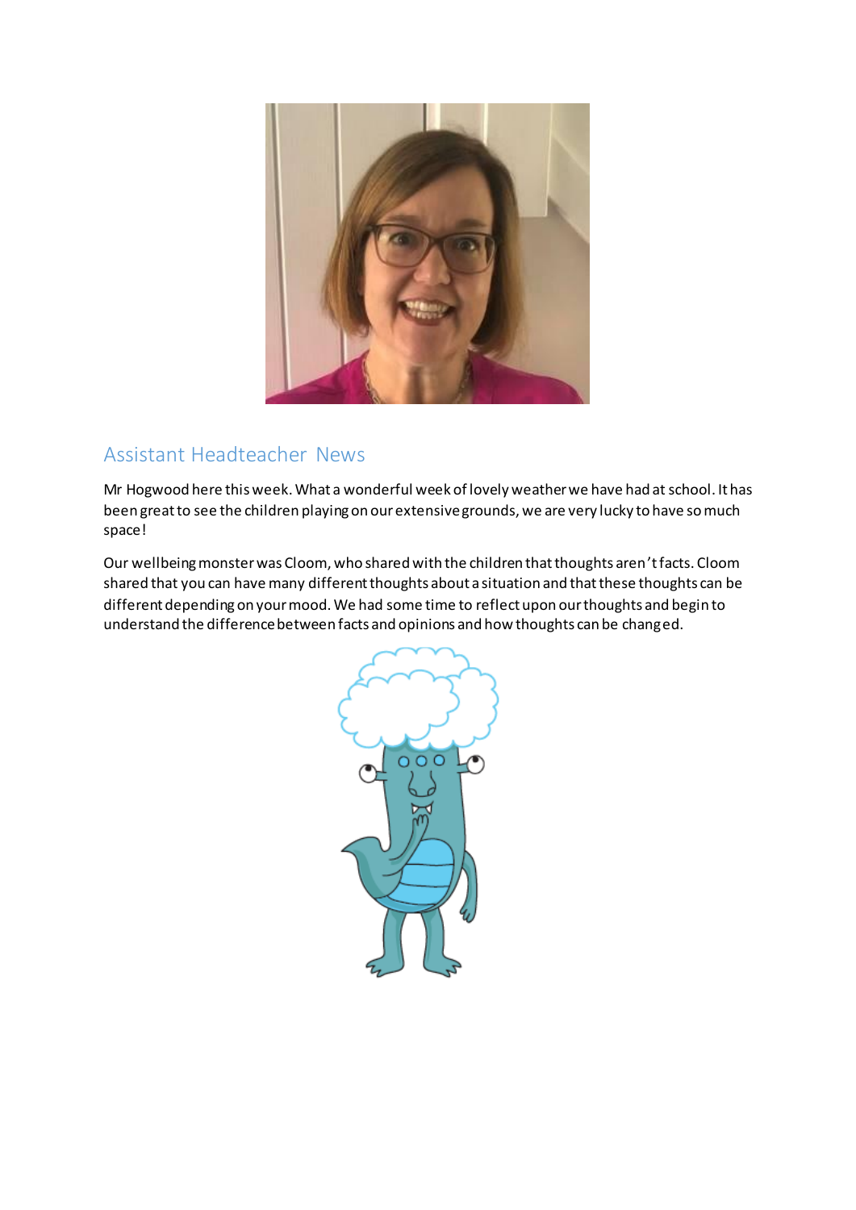## Assistant Headteacher News

Mr Hogwood here this week. What a wonderful week of lovely weather we have had at school. It has been great to see the children playing on our extensive grounds, we are very lucky to have so much space!

Our wellbeing monster was Cloom, who shared with the children that thoughts aren't facts. Cloom shared that you can have many different thoughts about a situation and that these thoughts can be different depending on your mood. We had some time to reflect upon our thoughts and begin to understand the difference between facts and opinions and how thoughts can be changed.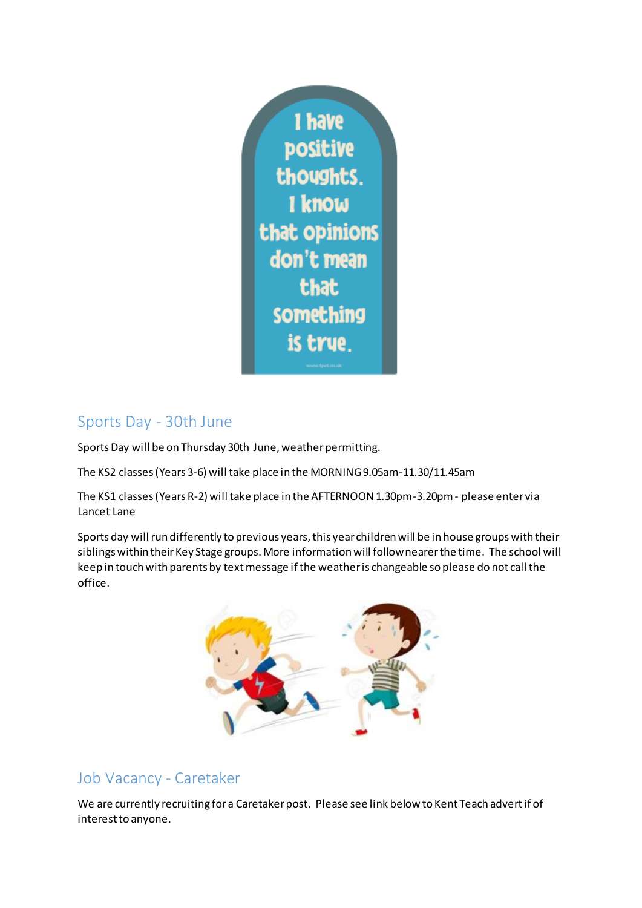I have positive thoughts. I know that opinions don't mean that something is true.

## Sports Day - 30th June

Sports Day will be on Thursday 30th June, weather permitting.

The KS2 classes (Years 3-6) will take place in the MORNING 9.05am-11.30/11.45am

The KS1 classes (Years R-2) will take place in the AFTERNOON 1.30pm-3.20pm - please enter via Lancet Lane

Sports day will run differently to previous years, this year children will be in house groups with their siblings within their Key Stage groups. More information will follow nearer the time. The school will keep in touch with parents by text message if the weather is changeable so please do not call the office.

## Job Vacancy - Caretaker

We are currently recruiting for a Caretaker post. Please see link below to Kent Teach advert if of interest to anyone.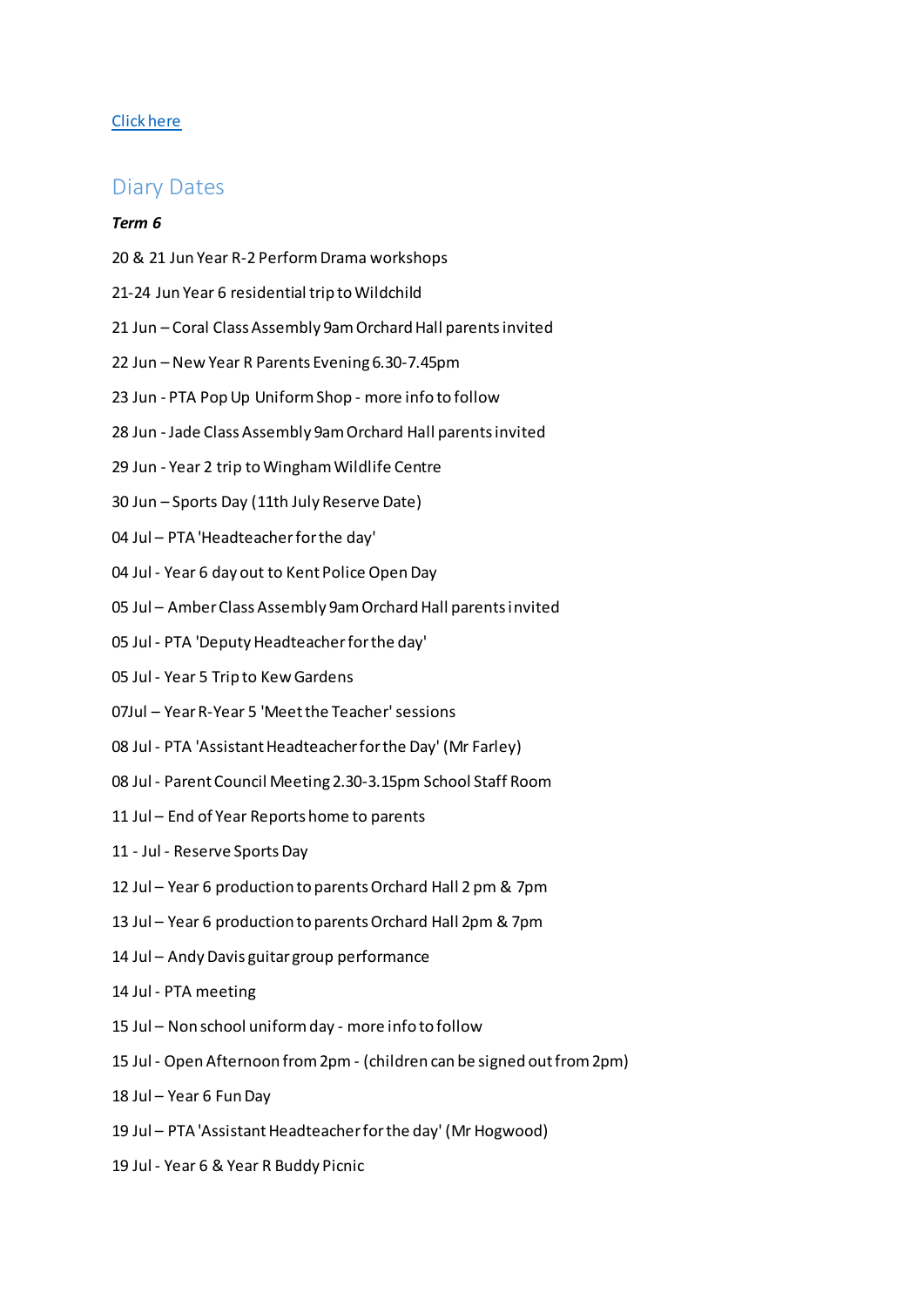Click here

## Diary Dates

***Term 6***

20 & 21 Jun Year R-2 Perform Drama workshops

21-24 Jun Year 6 residential trip to Wildchild

21 Jun – Coral Class Assembly 9am Orchard Hall parents invited

22 Jun – New Year R Parents Evening 6.30-7.45pm

23 Jun - PTA Pop Up Uniform Shop - more info to follow

28 Jun - Jade Class Assembly 9am Orchard Hall parents invited

29 Jun - Year 2 trip to Wingham Wildlife Centre

30 Jun – Sports Day (11th July Reserve Date)

04 Jul – PTA 'Headteacher for the day'

04 Jul - Year 6 day out to Kent Police Open Day

05 Jul – Amber Class Assembly 9am Orchard Hall parents invited

05 Jul - PTA 'Deputy Headteacher for the day'

05 Jul - Year 5 Trip to Kew Gardens

07Jul – Year R-Year 5 'Meet the Teacher' sessions

08 Jul - PTA 'Assistant Headteacher for the Day' (Mr Farley)

08 Jul - Parent Council Meeting 2.30-3.15pm School Staff Room

11 Jul – End of Year Reports home to parents

11 - Jul - Reserve Sports Day

12 Jul – Year 6 production to parents Orchard Hall 2 pm & 7pm

13 Jul – Year 6 production to parents Orchard Hall 2pm & 7pm

14 Jul – Andy Davis guitar group performance

14 Jul - PTA meeting

15 Jul – Non school uniform day - more info to follow

15 Jul - Open Afternoon from 2pm - (children can be signed out from 2pm)

18 Jul – Year 6 Fun Day

19 Jul – PTA 'Assistant Headteacher for the day' (Mr Hogwood)

19 Jul - Year 6 & Year R Buddy Picnic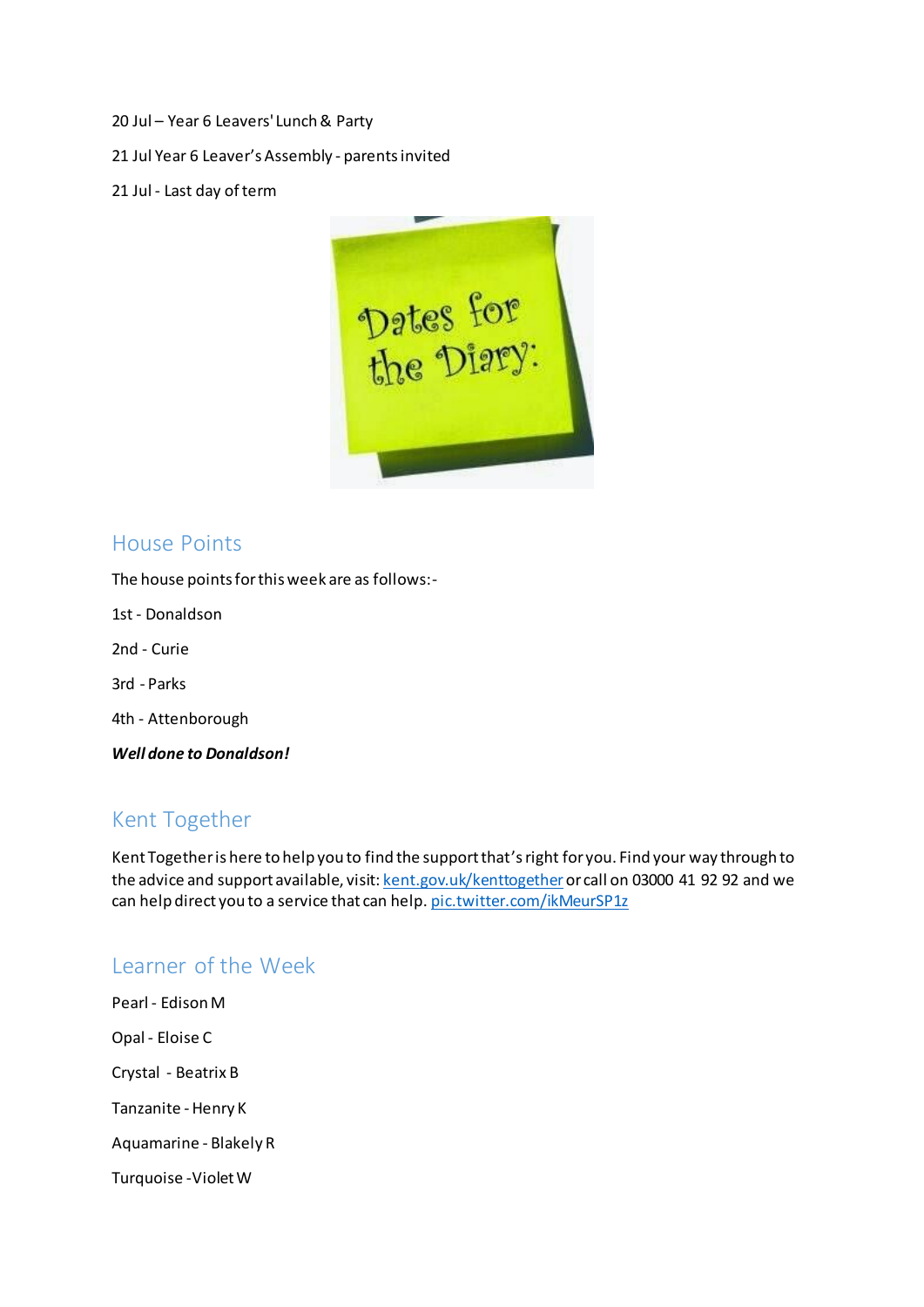20 Jul – Year 6 Leavers' Lunch & Party

21 Jul Year 6 Leaver's Assembly - parents invited

21 Jul - Last day of term

## House Points

The house points for this week are as follows:-

1st - Donaldson

2nd - Curie

3rd - Parks

4th - Attenborough

***Well done to Donaldson!***

## Kent Together

Kent Together is here to help you to find the support that's right for you. Find your way through to the advice and support available, visit: kent.gov.uk/kenttogether or call on 03000 41 92 92 and we can help direct you to a service that can help. pic.twitter.com/ikMeurSP1z

## Learner of the Week

Pearl - Edison M

Opal - Eloise C

Crystal - Beatrix B

Tanzanite - Henry K

Aquamarine - Blakely R

Turquoise - Violet W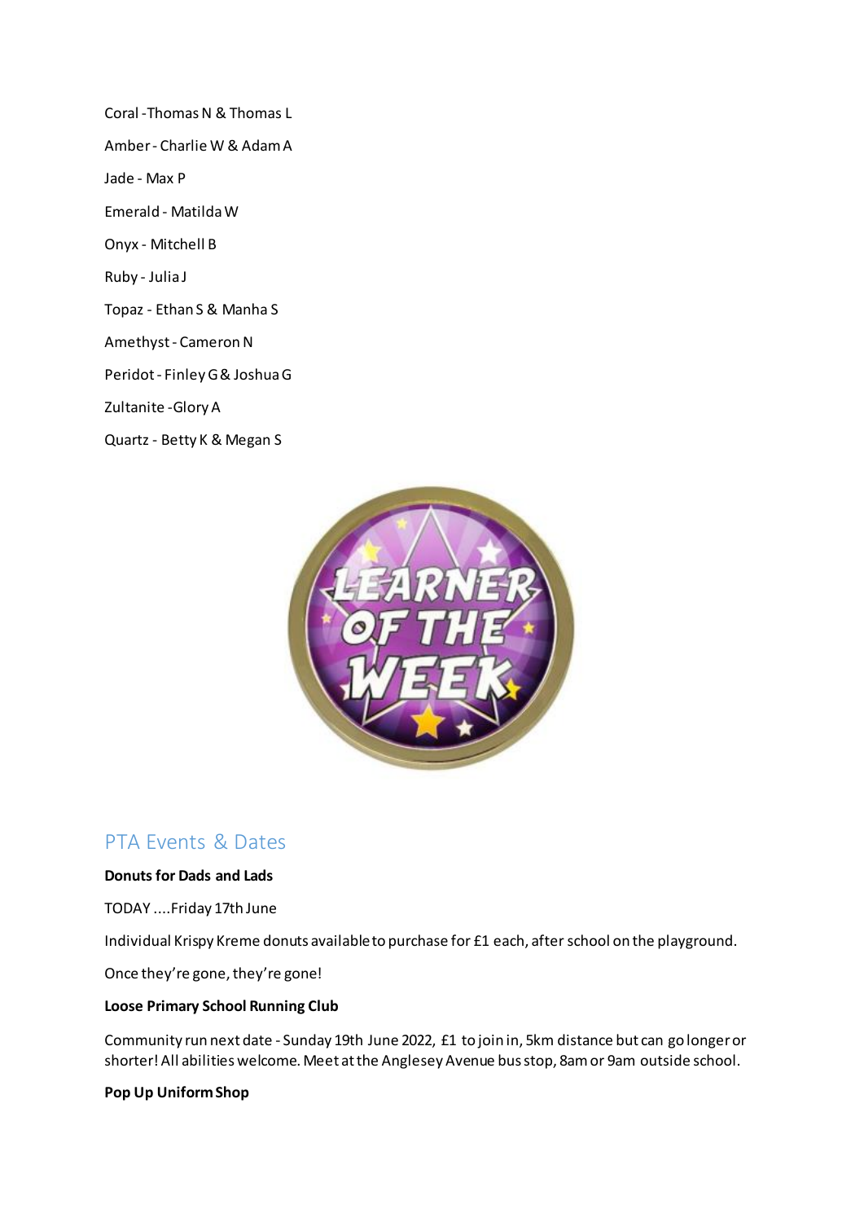Coral -Thomas N & Thomas L

Amber - Charlie W & Adam A

Jade - Max P

Emerald - Matilda W

Onyx - Mitchell B

Ruby - Julia J

Topaz - Ethan S & Manha S

Amethyst - Cameron N

Peridot - Finley G & Joshua G

Zultanite -Glory A

Quartz - Betty K & Megan S

## PTA Events & Dates

**Donuts for Dads and Lads**

TODAY ....Friday 17th June

Individual Krispy Kreme donuts available to purchase for £1 each, after school on the playground.

Once they're gone, they're gone!

**Loose Primary School Running Club**

Community run next date - Sunday 19th June 2022, £1 to join in, 5km distance but can go longer or shorter! All abilities welcome. Meet at the Anglesey Avenue bus stop, 8am or 9am outside school.

**Pop Up Uniform Shop**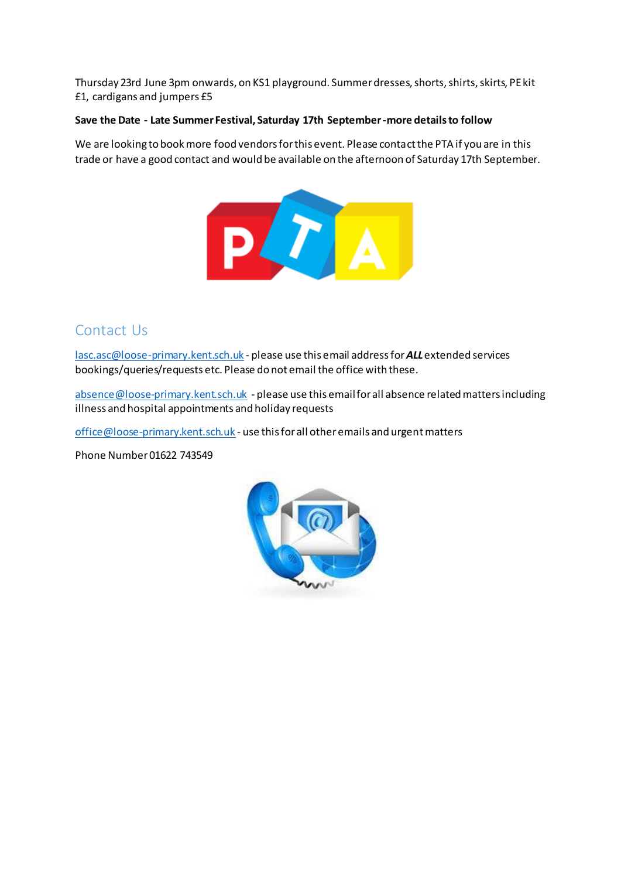Thursday 23rd June 3pm onwards, on KS1 playground. Summer dresses, shorts, shirts, skirts, PE kit £1, cardigans and jumpers £5

**Save the Date - Late Summer Festival, Saturday 17th September - more details to follow**

We are looking to book more food vendors for this event. Please contact the PTA if you are in this trade or have a good contact and would be available on the afternoon of Saturday 17th September.

## Contact Us

lasc.asc@loose-primary.kent.sch.uk - please use this email address for ***ALL*** extended services bookings/queries/requests etc. Please do not email the office with these.

absence@loose-primary.kent.sch.uk - please use this email for all absence related matters including illness and hospital appointments and holiday requests

office@loose-primary.kent.sch.uk - use this for all other emails and urgent matters

Phone Number 01622 743549